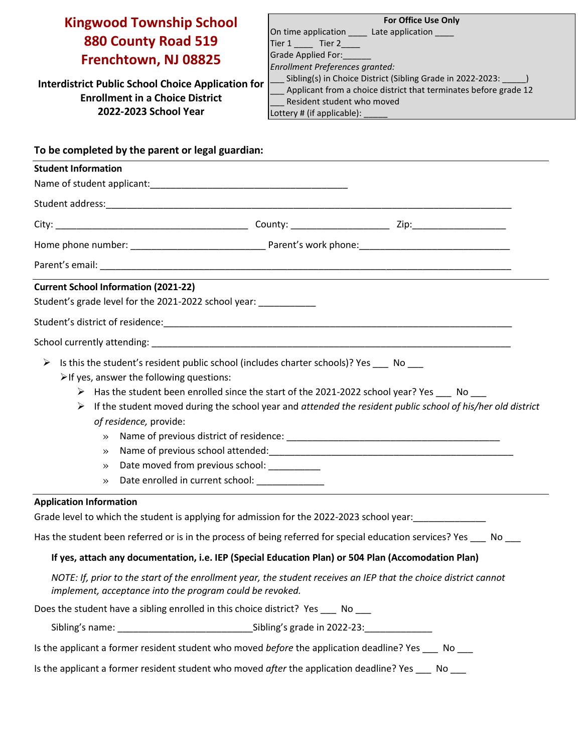# Kingwood Township School
# 880 County Road 519
# Frenchtown, NJ 08825

**Interdistrict Public School Choice Application for Enrollment in a Choice District**
**2022-2023 School Year**

**For Office Use Only**

On time application ____ Late application ____
Tier 1 ____ Tier 2____
Grade Applied For:______
*Enrollment Preferences granted:*
___ Sibling(s) in Choice District (Sibling Grade in 2022-2023: _____)
___ Applicant from a choice district that terminates before grade 12
___ Resident student who moved
Lottery # (if applicable): _____

**To be completed by the parent or legal guardian:**

---

**Student Information**

Name of student applicant:_______________________________________

Student address:_______________________________________________________________________________

City: ______________________________________ County: ___________________ Zip:__________________

Home phone number: __________________________ Parent's work phone:_____________________________

Parent's email: _________________________________________________________________________________

---

**Current School Information (2021-22)**

Student's grade level for the 2021-2022 school year: ___________

Student's district of residence:__________________________________________________________________

School currently attending: _____________________________________________________________________

- Is this the student's resident public school (includes charter schools)? Yes ___ No ___
  - If yes, answer the following questions:
    - Has the student been enrolled since the start of the 2021-2022 school year? Yes ___ No ___
    - If the student moved during the school year and *attended the resident public school of his/her old district of residence,* provide:
      - Name of previous district of residence: _________________________________________
      - Name of previous school attended:_________________________________________________
      - Date moved from previous school: __________
      - Date enrolled in current school: _____________

---

**Application Information**

Grade level to which the student is applying for admission for the 2022-2023 school year:_____________

Has the student been referred or is in the process of being referred for special education services? Yes ___ No ___

**If yes, attach any documentation, i.e. IEP (Special Education Plan) or 504 Plan (Accomodation Plan)**

*NOTE: If, prior to the start of the enrollment year, the student receives an IEP that the choice district cannot implement, acceptance into the program could be revoked.*

Does the student have a sibling enrolled in this choice district? Yes ___ No ___

Sibling's name: __________________________Sibling's grade in 2022-23:_____________

Is the applicant a former resident student who moved *before* the application deadline? Yes ___ No ___

Is the applicant a former resident student who moved *after* the application deadline? Yes ___ No ___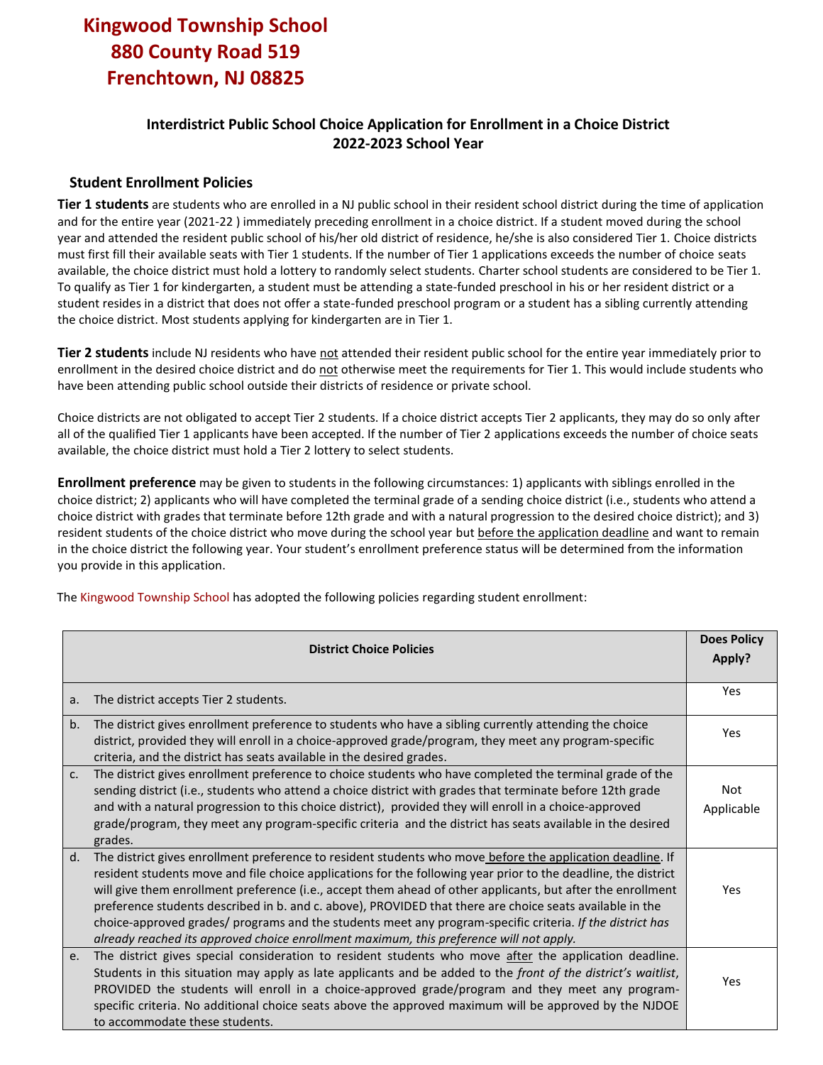# Kingwood Township School
# 880 County Road 519
# Frenchtown, NJ 08825

**Interdistrict Public School Choice Application for Enrollment in a Choice District**
**2022-2023 School Year**

## Student Enrollment Policies

**Tier 1 students** are students who are enrolled in a NJ public school in their resident school district during the time of application and for the entire year (2021-22 ) immediately preceding enrollment in a choice district. If a student moved during the school year and attended the resident public school of his/her old district of residence, he/she is also considered Tier 1. Choice districts must first fill their available seats with Tier 1 students. If the number of Tier 1 applications exceeds the number of choice seats available, the choice district must hold a lottery to randomly select students. Charter school students are considered to be Tier 1. To qualify as Tier 1 for kindergarten, a student must be attending a state-funded preschool in his or her resident district or a student resides in a district that does not offer a state-funded preschool program or a student has a sibling currently attending the choice district. Most students applying for kindergarten are in Tier 1.

**Tier 2 students** include NJ residents who have not attended their resident public school for the entire year immediately prior to enrollment in the desired choice district and do not otherwise meet the requirements for Tier 1. This would include students who have been attending public school outside their districts of residence or private school.

Choice districts are not obligated to accept Tier 2 students. If a choice district accepts Tier 2 applicants, they may do so only after all of the qualified Tier 1 applicants have been accepted. If the number of Tier 2 applications exceeds the number of choice seats available, the choice district must hold a Tier 2 lottery to select students.

**Enrollment preference** may be given to students in the following circumstances: 1) applicants with siblings enrolled in the choice district; 2) applicants who will have completed the terminal grade of a sending choice district (i.e., students who attend a choice district with grades that terminate before 12th grade and with a natural progression to the desired choice district); and 3) resident students of the choice district who move during the school year but before the application deadline and want to remain in the choice district the following year. Your student's enrollment preference status will be determined from the information you provide in this application.

The Kingwood Township School has adopted the following policies regarding student enrollment:

| | District Choice Policies | Does Policy Apply? |
|---|---|---|
| a. | The district accepts Tier 2 students. | Yes |
| b. | The district gives enrollment preference to students who have a sibling currently attending the choice district, provided they will enroll in a choice-approved grade/program, they meet any program-specific criteria, and the district has seats available in the desired grades. | Yes |
| c. | The district gives enrollment preference to choice students who have completed the terminal grade of the sending district (i.e., students who attend a choice district with grades that terminate before 12th grade and with a natural progression to this choice district), provided they will enroll in a choice-approved grade/program, they meet any program-specific criteria and the district has seats available in the desired grades. | Not Applicable |
| d. | The district gives enrollment preference to resident students who move before the application deadline. If resident students move and file choice applications for the following year prior to the deadline, the district will give them enrollment preference (i.e., accept them ahead of other applicants, but after the enrollment preference students described in b. and c. above), PROVIDED that there are choice seats available in the choice-approved grades/ programs and the students meet any program-specific criteria. *If the district has already reached its approved choice enrollment maximum, this preference will not apply.* | Yes |
| e. | The district gives special consideration to resident students who move after the application deadline. Students in this situation may apply as late applicants and be added to the *front of the district's waitlist*, PROVIDED the students will enroll in a choice-approved grade/program and they meet any program-specific criteria. No additional choice seats above the approved maximum will be approved by the NJDOE to accommodate these students. | Yes |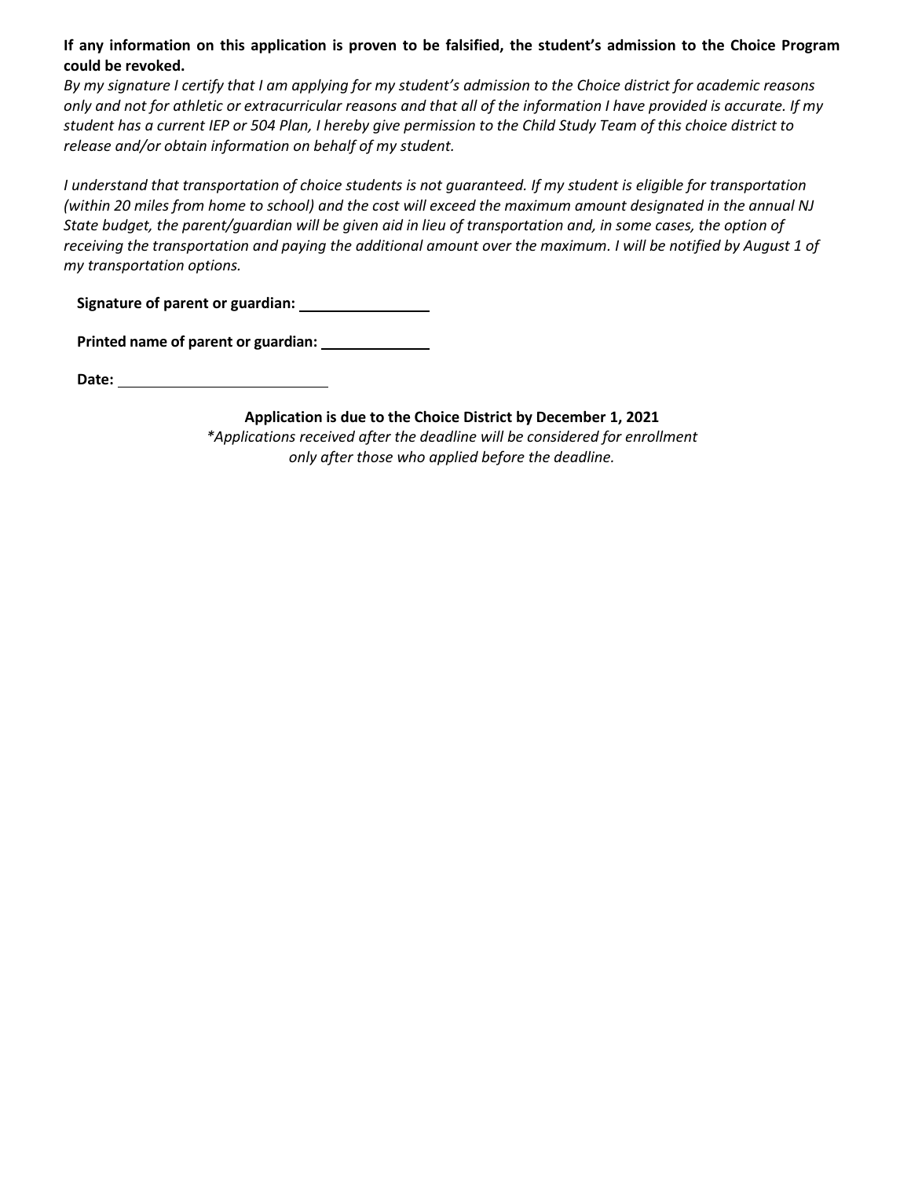**If any information on this application is proven to be falsified, the student's admission to the Choice Program could be revoked.**

*By my signature I certify that I am applying for my student's admission to the Choice district for academic reasons only and not for athletic or extracurricular reasons and that all of the information I have provided is accurate. If my student has a current IEP or 504 Plan, I hereby give permission to the Child Study Team of this choice district to release and/or obtain information on behalf of my student.*

*I understand that transportation of choice students is not guaranteed. If my student is eligible for transportation (within 20 miles from home to school) and the cost will exceed the maximum amount designated in the annual NJ State budget, the parent/guardian will be given aid in lieu of transportation and, in some cases, the option of receiving the transportation and paying the additional amount over the maximum. I will be notified by August 1 of my transportation options.*

**Signature of parent or guardian:** ________________

**Printed name of parent or guardian:** _____________

**Date:** __________________________

**Application is due to the Choice District by December 1, 2021**

*\*Applications received after the deadline will be considered for enrollment only after those who applied before the deadline.*